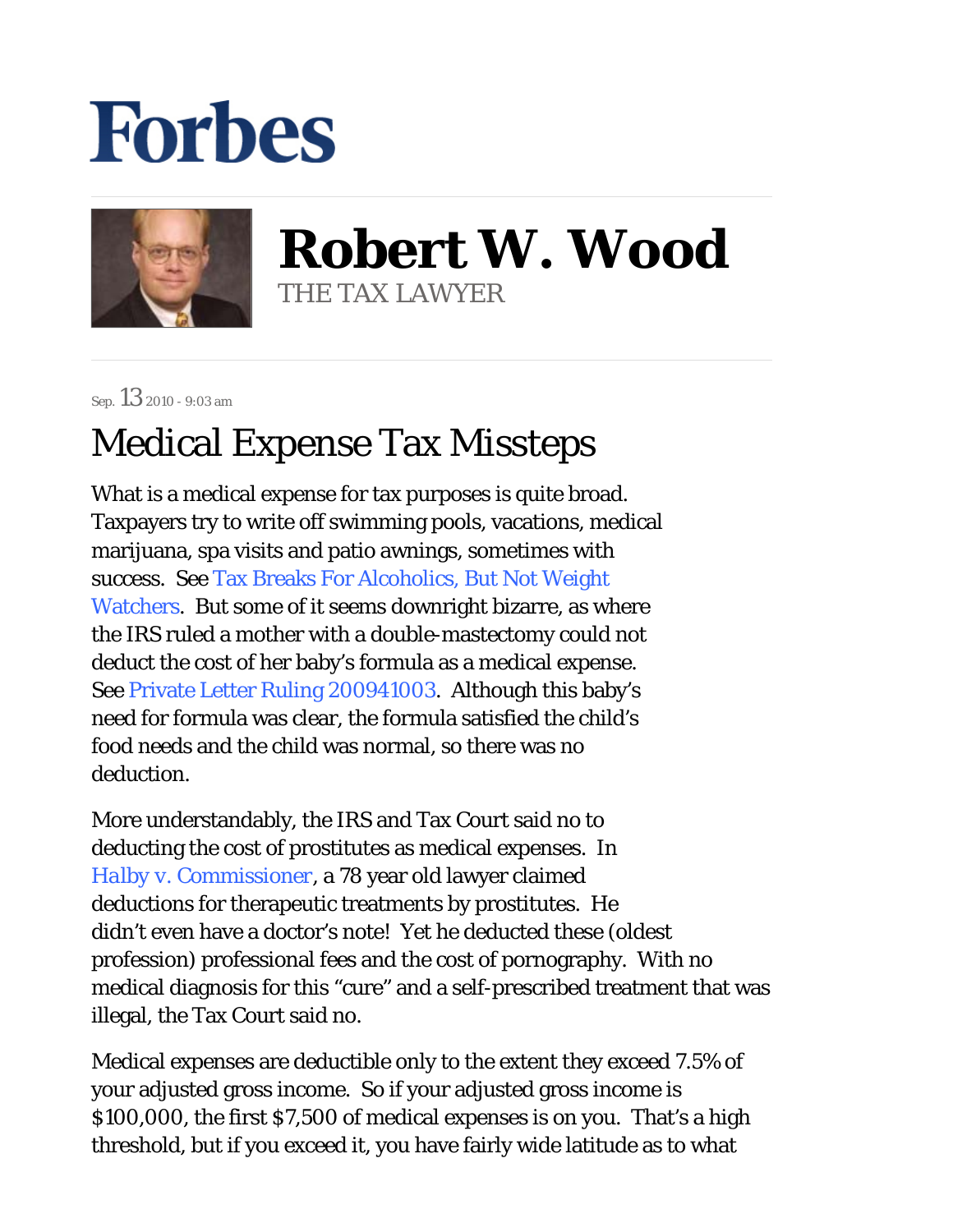Forbes

# Robert W. Wood

THE TAX LAWYER

Sep. 13 2010 - 9:03 am

# Medical Expense Tax Missteps

What is a medical expense for tax purposes is quite broad. Taxpayers try to write off swimming pools, vacations, medical marijuana, spa visits and patio awnings, sometimes with success. See Tax Breaks For Alcoholics, But Not Weight Watchers. But some of it seems downright bizarre, as where the IRS ruled a mother with a double-mastectomy could not deduct the cost of her baby's formula as a medical expense. See Private Letter Ruling 200941003. Although this baby's need for formula was clear, the formula satisfied the child's food needs and the child was normal, so there was no deduction.

More understandably, the IRS and Tax Court said no to deducting the cost of prostitutes as medical expenses. In Halby v. Commissioner, a 78 year old lawyer claimed deductions for therapeutic treatments by prostitutes. He didn't even have a doctor's note! Yet he deducted these (oldest profession) professional fees and the cost of pornography. With no medical diagnosis for this "cure" and a self-prescribed treatment that was illegal, the Tax Court said no.

Medical expenses are deductible only to the extent they exceed 7.5% of your adjusted gross income. So if your adjusted gross income is $100,000, the first $7,500 of medical expenses is on you. That's a high threshold, but if you exceed it, you have fairly wide latitude as to what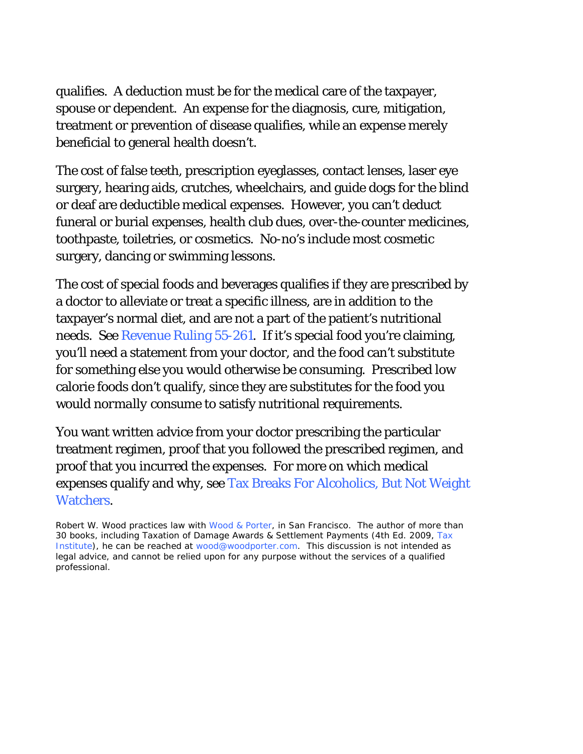qualifies. A deduction must be for the medical care of the taxpayer, spouse or dependent. An expense for the diagnosis, cure, mitigation, treatment or prevention of disease qualifies, while an expense merely beneficial to general health doesn't.

The cost of false teeth, prescription eyeglasses, contact lenses, laser eye surgery, hearing aids, crutches, wheelchairs, and guide dogs for the blind or deaf are deductible medical expenses. However, you can't deduct funeral or burial expenses, health club dues, over-the-counter medicines, toothpaste, toiletries, or cosmetics. No-no's include most cosmetic surgery, dancing or swimming lessons.

The cost of special foods and beverages qualifies if they are prescribed by a doctor to alleviate or treat a specific illness, are in addition to the taxpayer's normal diet, and are not a part of the patient's nutritional needs. See Revenue Ruling 55-261. If it's special food you're claiming, you'll need a statement from your doctor, and the food can't substitute for something else you would otherwise be consuming. Prescribed low calorie foods don't qualify, since they are substitutes for the food you would normally consume to satisfy nutritional requirements.

You want written advice from your doctor prescribing the particular treatment regimen, proof that you followed the prescribed regimen, and proof that you incurred the expenses. For more on which medical expenses qualify and why, see Tax Breaks For Alcoholics, But Not Weight Watchers.

Robert W. Wood practices law with Wood & Porter, in San Francisco. The author of more than 30 books, including Taxation of Damage Awards & Settlement Payments (4th Ed. 2009, Tax Institute), he can be reached at wood@woodporter.com. This discussion is not intended as legal advice, and cannot be relied upon for any purpose without the services of a qualified professional.